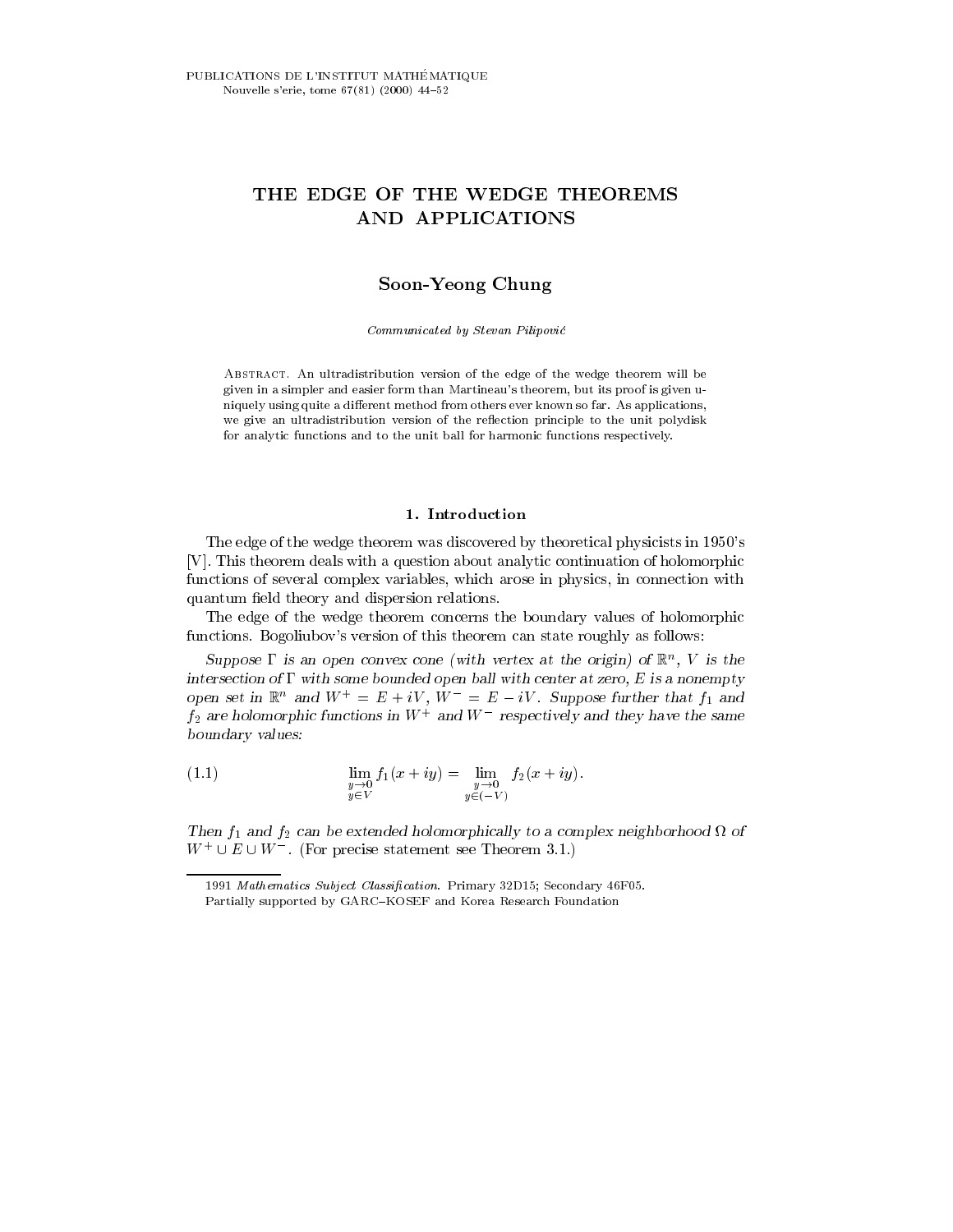PUBLICATIONS DE L'INSTITUT MATHÉMATIQUE
Nouvelle s'erie, tome 67(81) (2000) 44–52

# THE EDGE OF THE WEDGE THEOREMS AND APPLICATIONS

**Soon-Yeong Chung**

*Communicated by Stevan Pilipović*

Abstract. An ultradistribution version of the edge of the wedge theorem will be given in a simpler and easier form than Martineau's theorem, but its proof is given uniquely using quite a different method from others ever known so far. As applications, we give an ultradistribution version of the reflection principle to the unit polydisk for analytic functions and to the unit ball for harmonic functions respectively.

## 1. Introduction

The edge of the wedge theorem was discovered by theoretical physicists in 1950's [V]. This theorem deals with a question about analytic continuation of holomorphic functions of several complex variables, which arose in physics, in connection with quantum field theory and dispersion relations.

The edge of the wedge theorem concerns the boundary values of holomorphic functions. Bogoliubov's version of this theorem can state roughly as follows:

*Suppose $\Gamma$ is an open convex cone (with vertex at the origin) of $\mathbb{R}^n$, $V$ is the intersection of $\Gamma$ with some bounded open ball with center at zero, $E$ is a nonempty open set in $\mathbb{R}^n$ and $W^+ = E + iV$, $W^- = E - iV$. Suppose further that $f_1$ and $f_2$ are holomorphic functions in $W^+$ and $W^-$ respectively and they have the same boundary values:*

$$\lim_{\substack{y\to 0\\ y\in V}} f_1(x+iy) = \lim_{\substack{y\to 0\\ y\in(-V)}} f_2(x+iy). \tag{1.1}$$

*Then $f_1$ and $f_2$ can be extended holomorphically to a complex neighborhood $\Omega$ of $W^+ \cup E \cup W^-$.* (For precise statement see Theorem 3.1.)

1991 *Mathematics Subject Classification*. Primary 32D15; Secondary 46F05.
Partially supported by GARC–KOSEF and Korea Research Foundation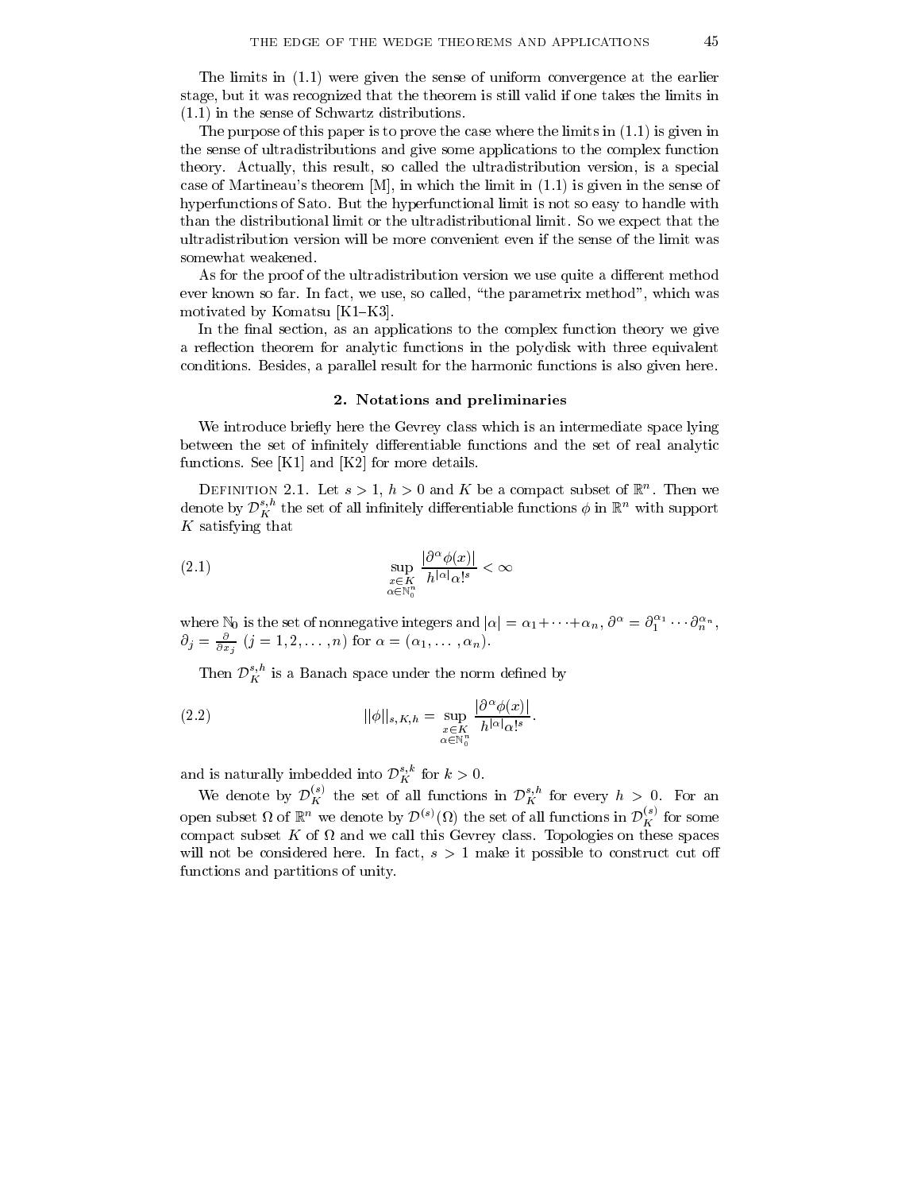The limits in (1.1) were given the sense of uniform convergence at the earlier stage, but it was recognized that the theorem is still valid if one takes the limits in (1.1) in the sense of Schwartz distributions.

The purpose of this paper is to prove the case where the limits in (1.1) is given in the sense of ultradistributions and give some applications to the complex function theory. Actually, this result, so called the ultradistribution version, is a special case of Martineau's theorem [M], in which the limit in (1.1) is given in the sense of hyperfunctions of Sato. But the hyperfunctional limit is not so easy to handle with than the distributional limit or the ultradistributional limit. So we expect that the ultradistribution version will be more convenient even if the sense of the limit was somewhat weakened.

As for the proof of the ultradistribution version we use quite a different method ever known so far. In fact, we use, so called, "the parametrix method", which was motivated by Komatsu [K1–K3].

In the final section, as an applications to the complex function theory we give a reflection theorem for analytic functions in the polydisk with three equivalent conditions. Besides, a parallel result for the harmonic functions is also given here.

## 2. Notations and preliminaries

We introduce briefly here the Gevrey class which is an intermediate space lying between the set of infinitely differentiable functions and the set of real analytic functions. See [K1] and [K2] for more details.

Definition 2.1. Let $s > 1$, $h > 0$ and $K$ be a compact subset of $\mathbb{R}^n$. Then we denote by $\mathcal{D}_K^{s,h}$ the set of all infinitely differentiable functions $\phi$ in $\mathbb{R}^n$ with support $K$ satisfying that

$$\sup_{\substack{x \in K \\ \alpha \in \mathbb{N}_0^n}} \frac{|\partial^\alpha \phi(x)|}{h^{|\alpha|} \alpha!^s} < \infty \tag{2.1}$$

where $\mathbb{N}_0$ is the set of nonnegative integers and $|\alpha| = \alpha_1 + \cdots + \alpha_n$, $\partial^\alpha = \partial_1^{\alpha_1} \cdots \partial_n^{\alpha_n}$, $\partial_j = \frac{\partial}{\partial x_j}$ $(j = 1, 2, \ldots, n)$ for $\alpha = (\alpha_1, \ldots, \alpha_n)$.

Then $\mathcal{D}_K^{s,h}$ is a Banach space under the norm defined by

$$||\phi||_{s,K,h} = \sup_{\substack{x \in K \\ \alpha \in \mathbb{N}_0^n}} \frac{|\partial^\alpha \phi(x)|}{h^{|\alpha|} \alpha!^s}. \tag{2.2}$$

and is naturally imbedded into $\mathcal{D}_K^{s,k}$ for $k > 0$.

We denote by $\mathcal{D}_K^{(s)}$ the set of all functions in $\mathcal{D}_K^{s,h}$ for every $h > 0$. For an open subset $\Omega$ of $\mathbb{R}^n$ we denote by $\mathcal{D}^{(s)}(\Omega)$ the set of all functions in $\mathcal{D}_K^{(s)}$ for some compact subset $K$ of $\Omega$ and we call this Gevrey class. Topologies on these spaces will not be considered here. In fact, $s > 1$ make it possible to construct cut off functions and partitions of unity.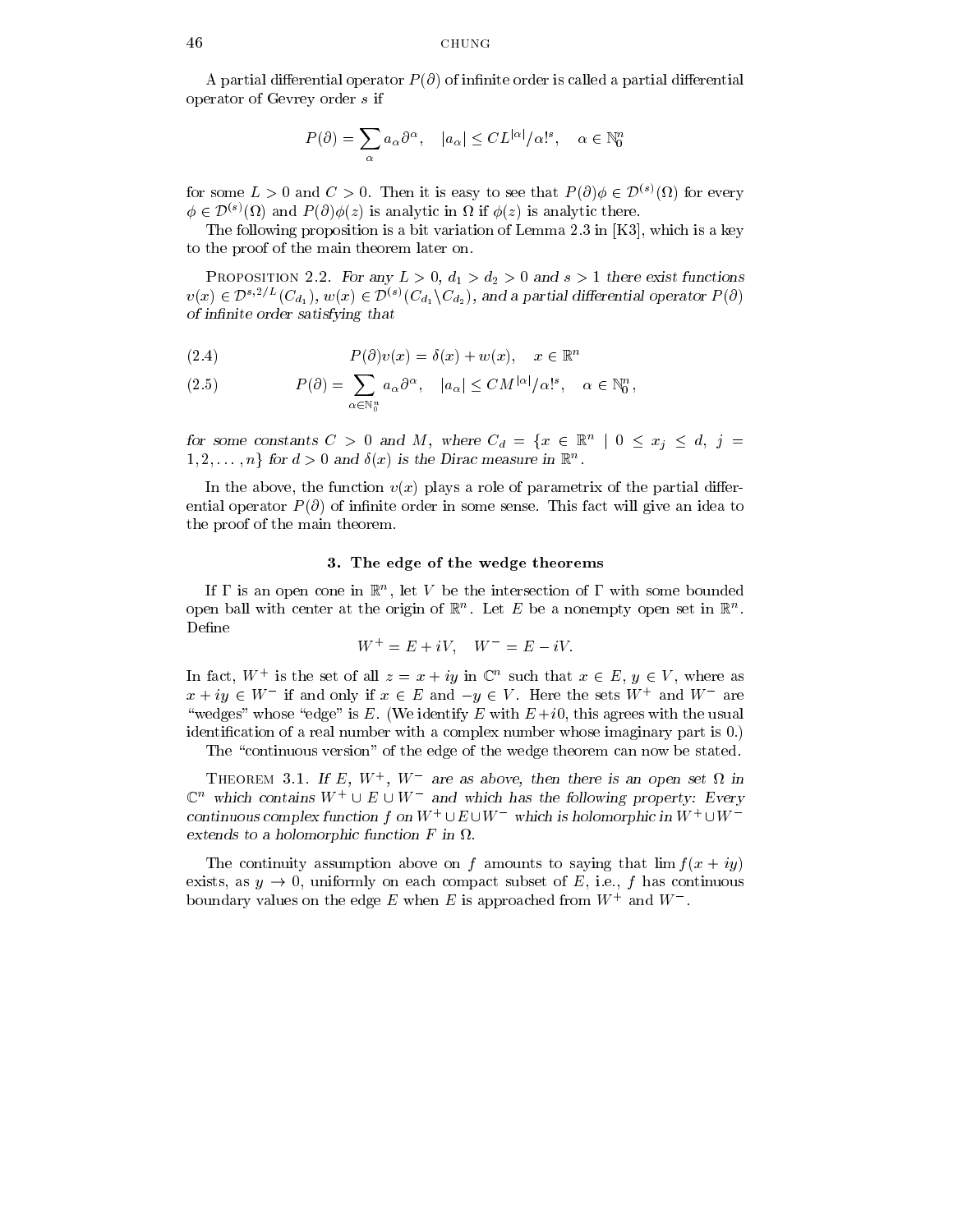A partial differential operator $P(\partial)$ of infinite order is called a partial differential operator of Gevrey order $s$ if

$$P(\partial) = \sum_{\alpha} a_\alpha \partial^\alpha, \quad |a_\alpha| \le CL^{|\alpha|}/\alpha!^s, \quad \alpha \in \mathbb{N}_0^n$$

for some $L > 0$ and $C > 0$. Then it is easy to see that $P(\partial)\phi \in \mathcal{D}^{(s)}(\Omega)$ for every $\phi \in \mathcal{D}^{(s)}(\Omega)$ and $P(\partial)\phi(z)$ is analytic in $\Omega$ if $\phi(z)$ is analytic there.

The following proposition is a bit variation of Lemma 2.3 in [K3], which is a key to the proof of the main theorem later on.

Proposition 2.2. *For any $L > 0$, $d_1 > d_2 > 0$ and $s > 1$ there exist functions $v(x) \in \mathcal{D}^{s,2/L}(C_{d_1})$, $w(x) \in \mathcal{D}^{(s)}(C_{d_1} \backslash C_{d_2})$, and a partial differential operator $P(\partial)$ of infinite order satisfying that*

$$P(\partial)v(x) = \delta(x) + w(x), \quad x \in \mathbb{R}^n \tag{2.4}$$

$$P(\partial) = \sum_{\alpha \in \mathbb{N}_0^n} a_\alpha \partial^\alpha, \quad |a_\alpha| \le CM^{|\alpha|}/\alpha!^s, \quad \alpha \in \mathbb{N}_0^n, \tag{2.5}$$

*for some constants $C > 0$ and $M$, where $C_d = \{x \in \mathbb{R}^n \mid 0 \le x_j \le d,\ j = 1, 2, \ldots, n\}$ for $d > 0$ and $\delta(x)$ is the Dirac measure in $\mathbb{R}^n$.*

In the above, the function $v(x)$ plays a role of parametrix of the partial differential operator $P(\partial)$ of infinite order in some sense. This fact will give an idea to the proof of the main theorem.

## 3. The edge of the wedge theorems

If $\Gamma$ is an open cone in $\mathbb{R}^n$, let $V$ be the intersection of $\Gamma$ with some bounded open ball with center at the origin of $\mathbb{R}^n$. Let $E$ be a nonempty open set in $\mathbb{R}^n$. Define

$$W^+ = E + iV, \quad W^- = E - iV.$$

In fact, $W^+$ is the set of all $z = x + iy$ in $\mathbb{C}^n$ such that $x \in E$, $y \in V$, where as $x + iy \in W^-$ if and only if $x \in E$ and $-y \in V$. Here the sets $W^+$ and $W^-$ are "wedges" whose "edge" is $E$. (We identify $E$ with $E + i0$, this agrees with the usual identification of a real number with a complex number whose imaginary part is 0.)

The "continuous version" of the edge of the wedge theorem can now be stated.

Theorem 3.1. *If $E$, $W^+$, $W^-$ are as above, then there is an open set $\Omega$ in $\mathbb{C}^n$ which contains $W^+ \cup E \cup W^-$ and which has the following property: Every continuous complex function $f$ on $W^+ \cup E \cup W^-$ which is holomorphic in $W^+ \cup W^-$ extends to a holomorphic function $F$ in $\Omega$.*

The continuity assumption above on $f$ amounts to saying that $\lim f(x + iy)$ exists, as $y \to 0$, uniformly on each compact subset of $E$, i.e., $f$ has continuous boundary values on the edge $E$ when $E$ is approached from $W^+$ and $W^-$.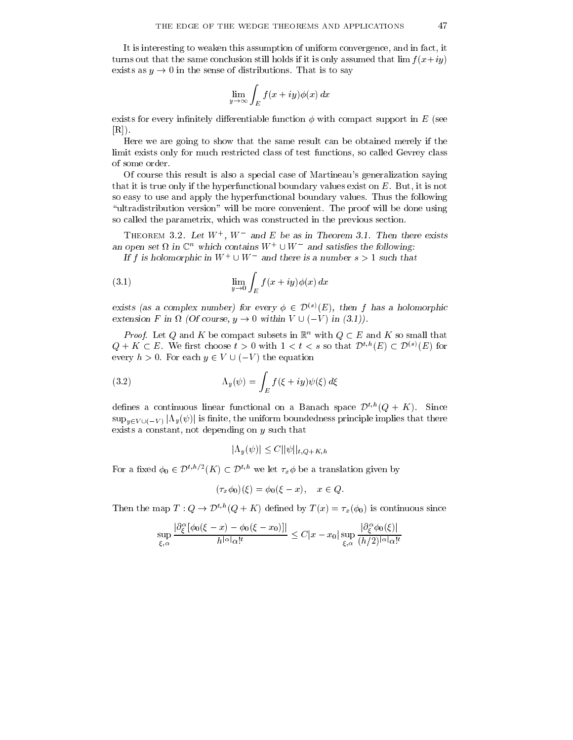It is interesting to weaken this assumption of uniform convergence, and in fact, it turns out that the same conclusion still holds if it is only assumed that $\lim f(x+iy)$ exists as $y \to 0$ in the sense of distributions. That is to say

$$\lim_{y\to\infty} \int_E f(x+iy)\phi(x)\,dx$$

exists for every infinitely differentiable function $\phi$ with compact support in $E$ (see [R]).

Here we are going to show that the same result can be obtained merely if the limit exists only for much restricted class of test functions, so called Gevrey class of some order.

Of course this result is also a special case of Martineau's generalization saying that it is true only if the hyperfunctional boundary values exist on $E$. But, it is not so easy to use and apply the hyperfunctional boundary values. Thus the following "ultradistribution version" will be more convenient. The proof will be done using so called the parametrix, which was constructed in the previous section.

Theorem 3.2. *Let $W^+$, $W^-$ and $E$ be as in Theorem 3.1. Then there exists an open set $\Omega$ in $\mathbb{C}^n$ which contains $W^+ \cup W^-$ and satisfies the following:*

*If $f$ is holomorphic in $W^+ \cup W^-$ and there is a number $s > 1$ such that*

$$\lim_{y\to 0} \int_E f(x+iy)\phi(x)\,dx \tag{3.1}$$

*exists (as a complex number) for every $\phi \in \mathcal{D}^{(s)}(E)$, then $f$ has a holomorphic extension $F$ in $\Omega$ (Of course, $y \to 0$ within $V \cup (-V)$ in (3.1)).*

*Proof.* Let $Q$ and $K$ be compact subsets in $\mathbb{R}^n$ with $Q \subset E$ and $K$ so small that $Q + K \subset E$. We first choose $t > 0$ with $1 < t < s$ so that $\mathcal{D}^{t,h}(E) \subset \mathcal{D}^{(s)}(E)$ for every $h > 0$. For each $y \in V \cup (-V)$ the equation

$$\Lambda_y(\psi) = \int_E f(\xi+iy)\psi(\xi)\,d\xi \tag{3.2}$$

defines a continuous linear functional on a Banach space $\mathcal{D}^{t,h}(Q+K)$. Since $\sup_{y\in V\cup(-V)} |\Lambda_y(\psi)|$ is finite, the uniform boundedness principle implies that there exists a constant, not depending on $y$ such that

$$|\Lambda_y(\psi)| \le C||\psi||_{t,Q+K,h}$$

For a fixed $\phi_0 \in \mathcal{D}^{t,h/2}(K) \subset \mathcal{D}^{t,h}$ we let $\tau_x\phi$ be a translation given by

$$(\tau_x\phi_0)(\xi) = \phi_0(\xi - x), \quad x \in Q.$$

Then the map $T : Q \to \mathcal{D}^{t,h}(Q+K)$ defined by $T(x) = \tau_x(\phi_0)$ is continuous since

$$\sup_{\xi,\alpha} \frac{|\partial_\xi^\alpha[\phi_0(\xi-x) - \phi_0(\xi-x_0)]|}{h^{|\alpha|}\alpha!^t} \le C|x-x_0| \sup_{\xi,\alpha} \frac{|\partial_\xi^\alpha\phi_0(\xi)|}{(h/2)^{|\alpha|}\alpha!^t}$$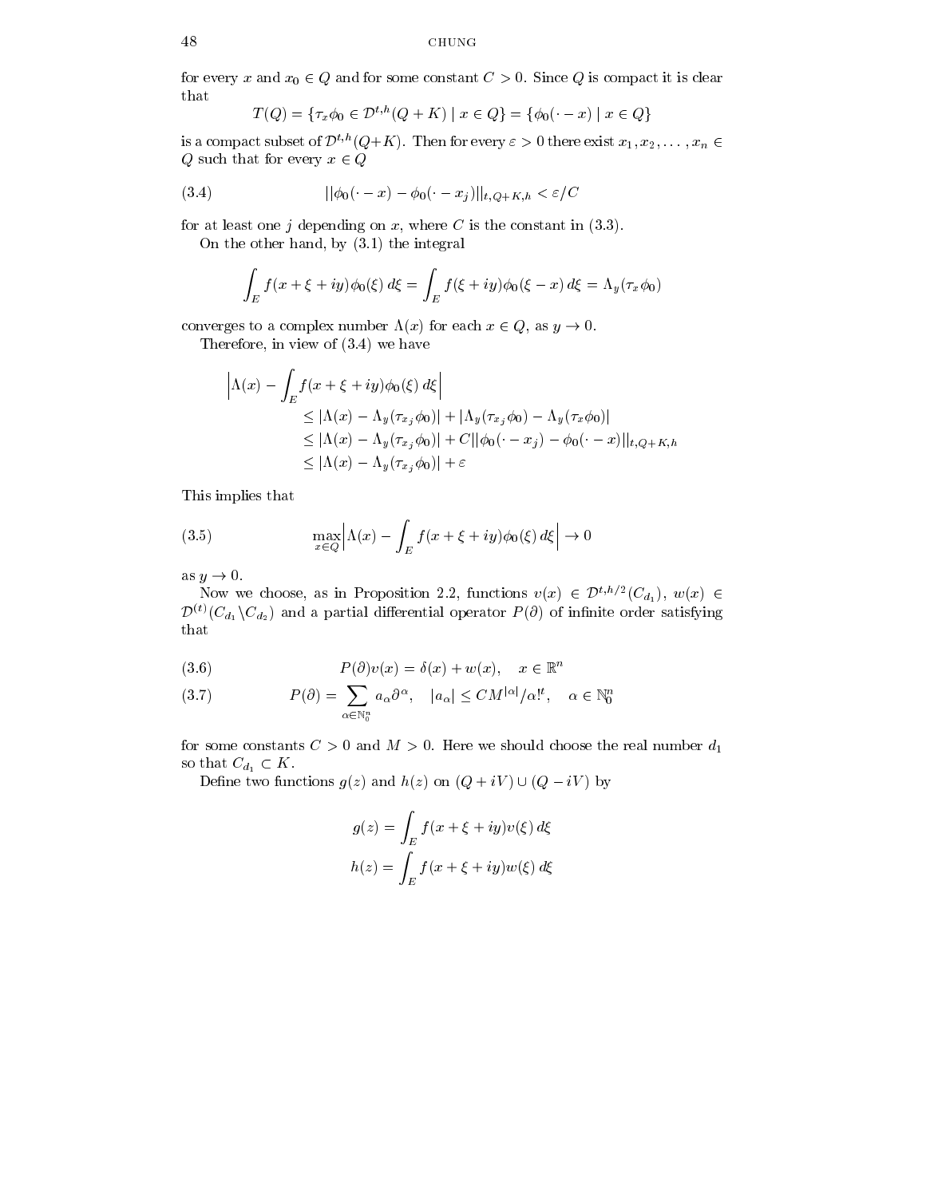for every $x$ and $x_0 \in Q$ and for some constant $C > 0$. Since $Q$ is compact it is clear that

$$T(Q) = \{\tau_x \phi_0 \in \mathcal{D}^{t,h}(Q+K) \mid x \in Q\} = \{\phi_0(\cdot - x) \mid x \in Q\}$$

is a compact subset of $\mathcal{D}^{t,h}(Q+K)$. Then for every $\varepsilon > 0$ there exist $x_1, x_2, \ldots, x_n \in Q$ such that for every $x \in Q$

$$||\phi_0(\cdot - x) - \phi_0(\cdot - x_j)||_{t,Q+K,h} < \varepsilon/C \tag{3.4}$$

for at least one $j$ depending on $x$, where $C$ is the constant in (3.3).

On the other hand, by (3.1) the integral

$$\int_E f(x+\xi+iy)\phi_0(\xi)\,d\xi = \int_E f(\xi+iy)\phi_0(\xi - x)\,d\xi = \Lambda_y(\tau_x\phi_0)$$

converges to a complex number $\Lambda(x)$ for each $x \in Q$, as $y \to 0$.

Therefore, in view of (3.4) we have

$$\begin{aligned}
\Big|\Lambda(x) - \int_E f(x+\xi+iy)\phi_0(\xi)\,d\xi\Big| & \\
&\le |\Lambda(x) - \Lambda_y(\tau_{x_j}\phi_0)| + |\Lambda_y(\tau_{x_j}\phi_0) - \Lambda_y(\tau_x\phi_0)| \\
&\le |\Lambda(x) - \Lambda_y(\tau_{x_j}\phi_0)| + C||\phi_0(\cdot - x_j) - \phi_0(\cdot - x)||_{t,Q+K,h} \\
&\le |\Lambda(x) - \Lambda_y(\tau_{x_j}\phi_0)| + \varepsilon
\end{aligned}$$

This implies that

$$\max_{x\in Q}\Big|\Lambda(x) - \int_E f(x+\xi+iy)\phi_0(\xi)\,d\xi\Big| \to 0 \tag{3.5}$$

as $y \to 0$.

Now we choose, as in Proposition 2.2, functions $v(x) \in \mathcal{D}^{t,h/2}(C_{d_1})$, $w(x) \in \mathcal{D}^{(t)}(C_{d_1} \backslash C_{d_2})$ and a partial differential operator $P(\partial)$ of infinite order satisfying that

$$P(\partial)v(x) = \delta(x) + w(x), \quad x \in \mathbb{R}^n \tag{3.6}$$

$$P(\partial) = \sum_{\alpha\in\mathbb{N}_0^n} a_\alpha \partial^\alpha, \quad |a_\alpha| \le CM^{|\alpha|}/\alpha!^t, \quad \alpha \in \mathbb{N}_0^n \tag{3.7}$$

for some constants $C > 0$ and $M > 0$. Here we should choose the real number $d_1$ so that $C_{d_1} \subset K$.

Define two functions $g(z)$ and $h(z)$ on $(Q+iV) \cup (Q-iV)$ by

$$g(z) = \int_E f(x+\xi+iy)v(\xi)\,d\xi$$

$$h(z) = \int_E f(x+\xi+iy)w(\xi)\,d\xi$$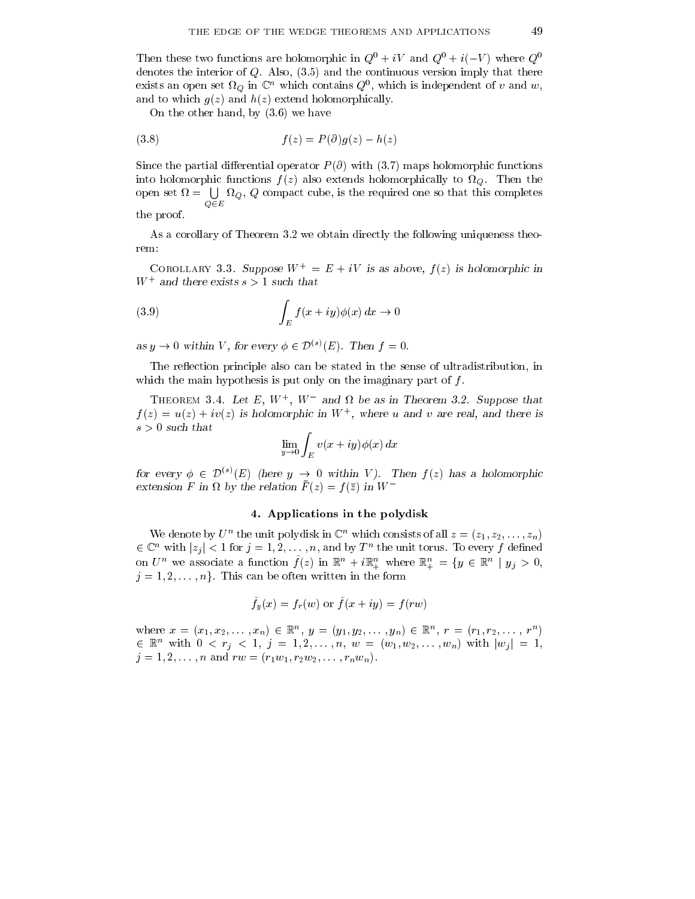Then these two functions are holomorphic in $Q^0 + iV$ and $Q^0 + i(-V)$ where $Q^0$ denotes the interior of $Q$. Also, (3.5) and the continuous version imply that there exists an open set $\Omega_Q$ in $\mathbb{C}^n$ which contains $Q^0$, which is independent of $v$ and $w$, and to which $g(z)$ and $h(z)$ extend holomorphically.

On the other hand, by (3.6) we have

$$f(z) = P(\partial)g(z) - h(z) \tag{3.8}$$

Since the partial differential operator $P(\partial)$ with (3.7) maps holomorphic functions into holomorphic functions $f(z)$ also extends holomorphically to $\Omega_Q$. Then the open set $\Omega = \bigcup_{Q \in E} \Omega_Q$, $Q$ compact cube, is the required one so that this completes the proof.

As a corollary of Theorem 3.2 we obtain directly the following uniqueness theorem:

Corollary 3.3. *Suppose $W^+ = E + iV$ is as above, $f(z)$ is holomorphic in $W^+$ and there exists $s > 1$ such that*

$$\int_E f(x+iy)\phi(x)\, dx \to 0 \tag{3.9}$$

*as $y \to 0$ within $V$, for every $\phi \in \mathcal{D}^{(s)}(E)$. Then $f = 0$.*

The reflection principle also can be stated in the sense of ultradistribution, in which the main hypothesis is put only on the imaginary part of $f$.

Theorem 3.4. *Let $E$, $W^+$, $W^-$ and $\Omega$ be as in Theorem 3.2. Suppose that $f(z) = u(z) + iv(z)$ is holomorphic in $W^+$, where $u$ and $v$ are real, and there is $s > 0$ such that*

$$\lim_{y \to 0} \int_E v(x+iy)\phi(x)\, dx$$

*for every $\phi \in \mathcal{D}^{(s)}(E)$ (here $y \to 0$ within $V$). Then $f(z)$ has a holomorphic extension $F$ in $\Omega$ by the relation $\bar{F}(z) = f(\bar{z})$ in $W^-$*

## 4. Applications in the polydisk

We denote by $U^n$ the unit polydisk in $\mathbb{C}^n$ which consists of all $z = (z_1, z_2, \ldots, z_n) \in \mathbb{C}^n$ with $|z_j| < 1$ for $j = 1, 2, \ldots, n$, and by $T^n$ the unit torus. To every $f$ defined on $U^n$ we associate a function $\tilde{f}(z)$ in $\mathbb{R}^n + i\mathbb{R}^n_+$ where $\mathbb{R}^n_+ = \{y \in \mathbb{R}^n \mid y_j > 0, j = 1, 2, \ldots, n\}$. This can be often written in the form

$$\tilde{f}_y(x) = f_r(w) \text{ or } \tilde{f}(x+iy) = f(rw)$$

where $x = (x_1, x_2, \ldots, x_n) \in \mathbb{R}^n$, $y = (y_1, y_2, \ldots, y_n) \in \mathbb{R}^n$, $r = (r_1, r_2, \ldots, r^n) \in \mathbb{R}^n$ with $0 < r_j < 1$, $j = 1, 2, \ldots, n$, $w = (w_1, w_2, \ldots, w_n)$ with $|w_j| = 1$, $j = 1, 2, \ldots, n$ and $rw = (r_1 w_1, r_2 w_2, \ldots, r_n w_n)$.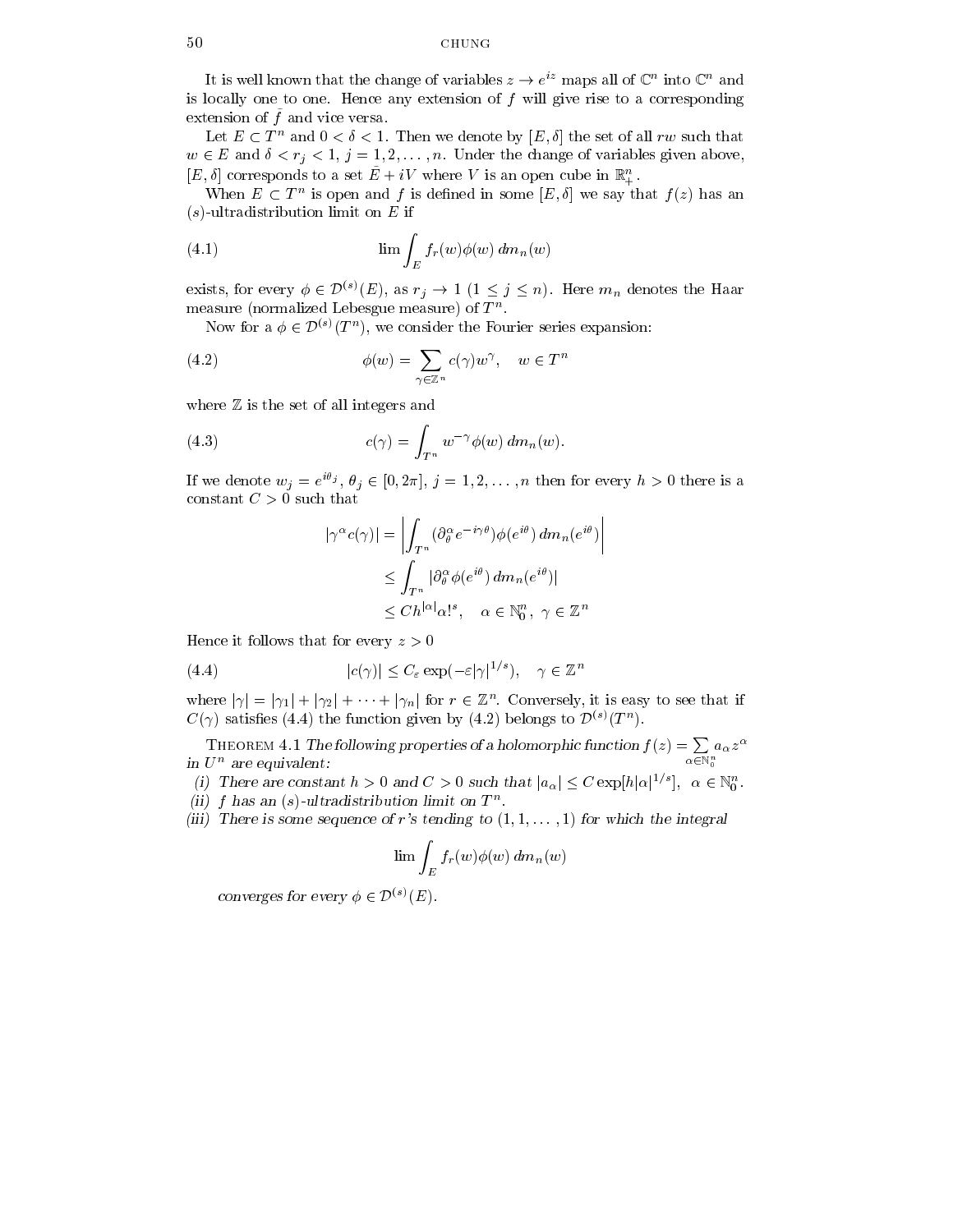It is well known that the change of variables $z \to e^{iz}$ maps all of $\mathbb{C}^n$ into $\mathbb{C}^n$ and is locally one to one. Hence any extension of $f$ will give rise to a corresponding extension of $\tilde{f}$ and vice versa.

Let $E \subset T^n$ and $0 < \delta < 1$. Then we denote by $[E, \delta]$ the set of all $rw$ such that $w \in E$ and $\delta < r_j < 1$, $j = 1, 2, \ldots, n$. Under the change of variables given above, $[E, \delta]$ corresponds to a set $\tilde{E} + iV$ where $V$ is an open cube in $\mathbb{R}^n_+$.

When $E \subset T^n$ is open and $f$ is defined in some $[E, \delta]$ we say that $f(z)$ has an $(s)$-ultradistribution limit on $E$ if

$$\lim \int_E f_r(w)\phi(w)\, dm_n(w) \tag{4.1}$$

exists, for every $\phi \in \mathcal{D}^{(s)}(E)$, as $r_j \to 1$ $(1 \le j \le n)$. Here $m_n$ denotes the Haar measure (normalized Lebesgue measure) of $T^n$.

Now for a $\phi \in \mathcal{D}^{(s)}(T^n)$, we consider the Fourier series expansion:

$$\phi(w) = \sum_{\gamma \in \mathbb{Z}^n} c(\gamma) w^\gamma, \quad w \in T^n \tag{4.2}$$

where $\mathbb{Z}$ is the set of all integers and

$$c(\gamma) = \int_{T^n} w^{-\gamma} \phi(w)\, dm_n(w). \tag{4.3}$$

If we denote $w_j = e^{i\theta_j}$, $\theta_j \in [0, 2\pi]$, $j = 1, 2, \ldots, n$ then for every $h > 0$ there is a constant $C > 0$ such that

$$\begin{aligned}
|\gamma^\alpha c(\gamma)| &= \left| \int_{T^n} (\partial_\theta^\alpha e^{-i\gamma\theta}) \phi(e^{i\theta})\, dm_n(e^{i\theta}) \right| \\
&\le \int_{T^n} |\partial_\theta^\alpha \phi(e^{i\theta})\, dm_n(e^{i\theta})| \\
&\le C h^{|\alpha|} \alpha!^s, \quad \alpha \in \mathbb{N}_0^n,\ \gamma \in \mathbb{Z}^n
\end{aligned}$$

Hence it follows that for every $z > 0$

$$|c(\gamma)| \le C_\varepsilon \exp(-\varepsilon |\gamma|^{1/s}), \quad \gamma \in \mathbb{Z}^n \tag{4.4}$$

where $|\gamma| = |\gamma_1| + |\gamma_2| + \cdots + |\gamma_n|$ for $r \in \mathbb{Z}^n$. Conversely, it is easy to see that if $C(\gamma)$ satisfies (4.4) the function given by (4.2) belongs to $\mathcal{D}^{(s)}(T^n)$.

Theorem 4.1 *The following properties of a holomorphic function $f(z) = \sum_{\alpha \in \mathbb{N}_0^n} a_\alpha z^\alpha$ in $U^n$ are equivalent:*

*(i) There are constant $h > 0$ and $C > 0$ such that $|a_\alpha| \le C \exp[h|\alpha|^{1/s}]$, $\alpha \in \mathbb{N}_0^n$.*
*(ii) $f$ has an $(s)$-ultradistribution limit on $T^n$.*
*(iii) There is some sequence of $r$'s tending to $(1, 1, \ldots, 1)$ for which the integral*

$$\lim \int_E f_r(w)\phi(w)\, dm_n(w)$$

*converges for every $\phi \in \mathcal{D}^{(s)}(E)$.*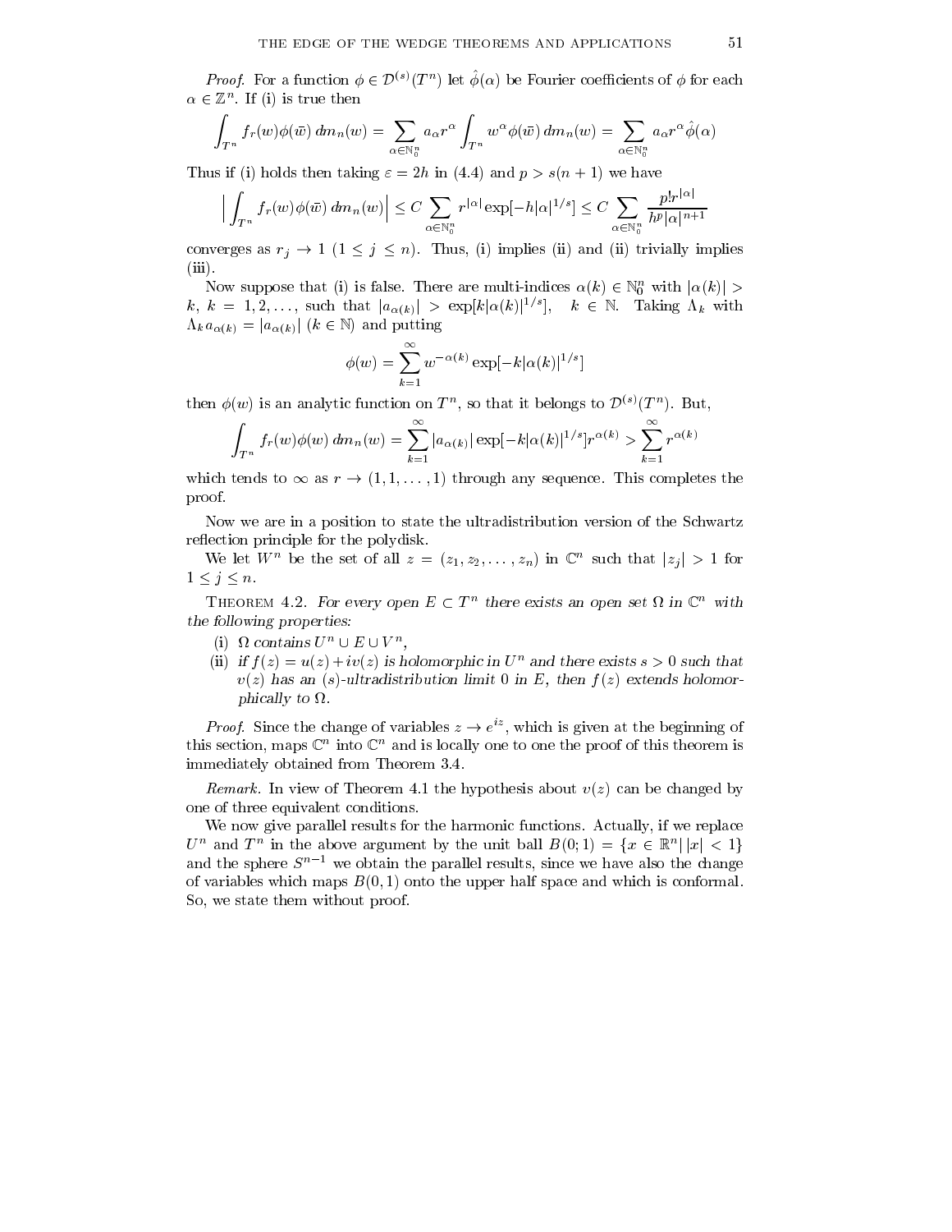*Proof.* For a function $\phi \in \mathcal{D}^{(s)}(T^n)$ let $\hat{\phi}(\alpha)$ be Fourier coefficients of $\phi$ for each $\alpha \in \mathbb{Z}^n$. If (i) is true then

$$\int_{T^n} f_r(w)\phi(\bar{w})\, dm_n(w) = \sum_{\alpha \in \mathbb{N}_0^n} a_\alpha r^\alpha \int_{T^n} w^\alpha \phi(\bar{w})\, dm_n(w) = \sum_{\alpha \in \mathbb{N}_0^n} a_\alpha r^\alpha \hat{\phi}(\alpha)$$

Thus if (i) holds then taking $\varepsilon = 2h$ in (4.4) and $p > s(n+1)$ we have

$$\Big| \int_{T^n} f_r(w)\phi(\bar{w})\, dm_n(w) \Big| \le C \sum_{\alpha \in \mathbb{N}_0^n} r^{|\alpha|} \exp[-h|\alpha|^{1/s}] \le C \sum_{\alpha \in \mathbb{N}_0^n} \frac{p! r^{|\alpha|}}{h^p |\alpha|^{n+1}}$$

converges as $r_j \to 1$ $(1 \le j \le n)$. Thus, (i) implies (ii) and (ii) trivially implies (iii).

Now suppose that (i) is false. There are multi-indices $\alpha(k) \in \mathbb{N}_0^n$ with $|\alpha(k)| > k$, $k = 1, 2, \ldots$, such that $|a_{\alpha(k)}| > \exp[k|\alpha(k)|^{1/s}]$, $\quad k \in \mathbb{N}$. Taking $\Lambda_k$ with $\Lambda_k a_{\alpha(k)} = |a_{\alpha(k)}|$ $(k \in \mathbb{N})$ and putting

$$\phi(w) = \sum_{k=1}^\infty w^{-\alpha(k)} \exp[-k|\alpha(k)|^{1/s}]$$

then $\phi(w)$ is an analytic function on $T^n$, so that it belongs to $\mathcal{D}^{(s)}(T^n)$. But,

$$\int_{T^n} f_r(w)\phi(w)\, dm_n(w) = \sum_{k=1}^\infty |a_{\alpha(k)}| \exp[-k|\alpha(k)|^{1/s}] r^{\alpha(k)} > \sum_{k=1}^\infty r^{\alpha(k)}$$

which tends to $\infty$ as $r \to (1, 1, \ldots, 1)$ through any sequence. This completes the proof.

Now we are in a position to state the ultradistribution version of the Schwartz reflection principle for the polydisk.

We let $W^n$ be the set of all $z = (z_1, z_2, \ldots, z_n)$ in $\mathbb{C}^n$ such that $|z_j| > 1$ for $1 \le j \le n$.

THEOREM 4.2. *For every open $E \subset T^n$ there exists an open set $\Omega$ in $\mathbb{C}^n$ with the following properties:*

- (i) *$\Omega$ contains $U^n \cup E \cup V^n$,*
- (ii) *if $f(z) = u(z) + iv(z)$ is holomorphic in $U^n$ and there exists $s > 0$ such that $v(z)$ has an $(s)$-ultradistribution limit 0 in $E$, then $f(z)$ extends holomorphically to $\Omega$.*

*Proof.* Since the change of variables $z \to e^{iz}$, which is given at the beginning of this section, maps $\mathbb{C}^n$ into $\mathbb{C}^n$ and is locally one to one the proof of this theorem is immediately obtained from Theorem 3.4.

*Remark.* In view of Theorem 4.1 the hypothesis about $v(z)$ can be changed by one of three equivalent conditions.

We now give parallel results for the harmonic functions. Actually, if we replace $U^n$ and $T^n$ in the above argument by the unit ball $B(0;1) = \{x \in \mathbb{R}^n \,|\, |x| < 1\}$ and the sphere $S^{n-1}$ we obtain the parallel results, since we have also the change of variables which maps $B(0,1)$ onto the upper half space and which is conformal. So, we state them without proof.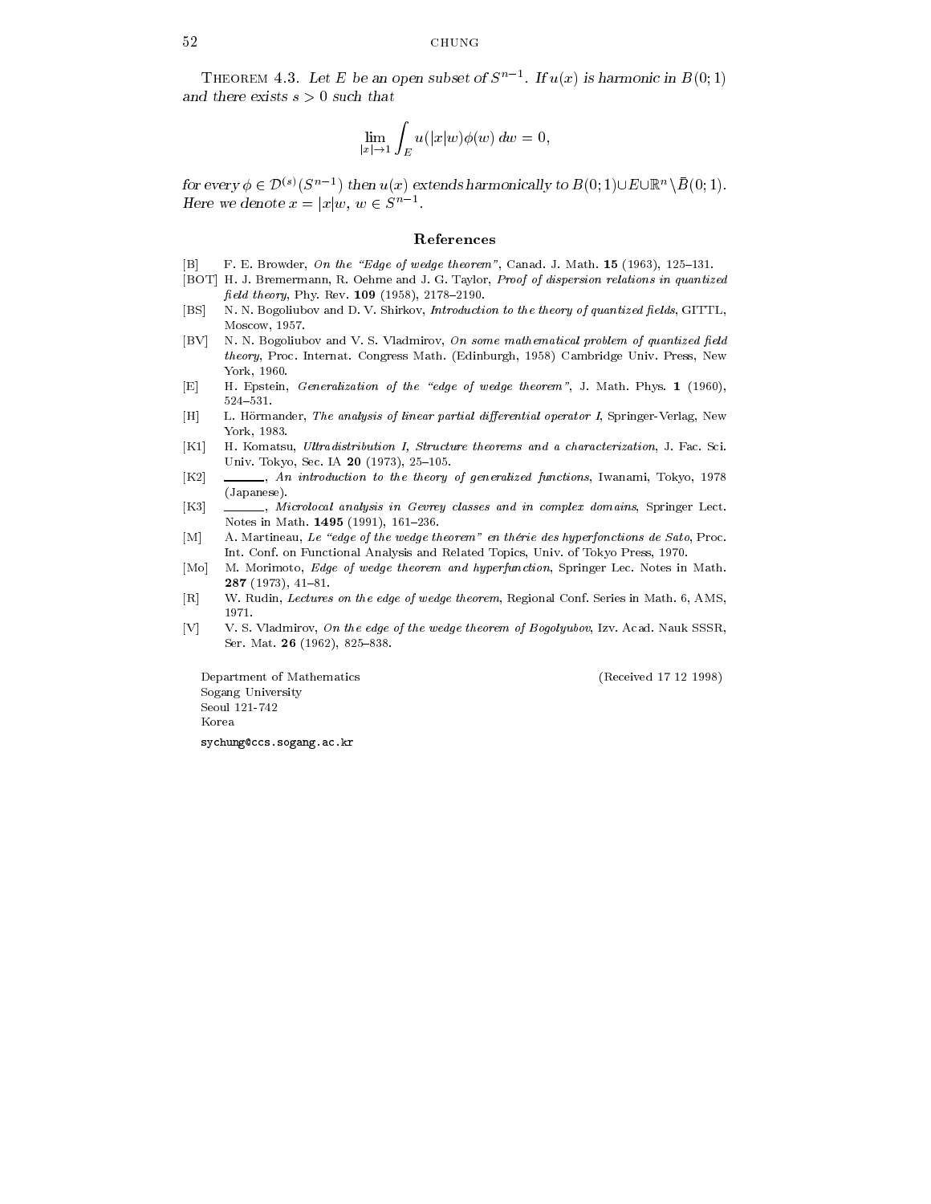**Theorem 4.3.** *Let $E$ be an open subset of $S^{n-1}$. If $u(x)$ is harmonic in $B(0;1)$ and there exists $s > 0$ such that*

$$\lim_{|x|\to 1} \int_E u(|x|w)\phi(w)\,dw = 0,$$

*for every $\phi \in \mathcal{D}^{(s)}(S^{n-1})$ then $u(x)$ extends harmonically to $B(0;1) \cup E \cup \mathbb{R}^n \setminus \bar{B}(0;1)$. Here we denote $x = |x|w$, $w \in S^{n-1}$.*

## References

[B] F. E. Browder, *On the "Edge of wedge theorem"*, Canad. J. Math. **15** (1963), 125–131.

[BOT] H. J. Bremermann, R. Oehme and J. G. Taylor, *Proof of dispersion relations in quantized field theory*, Phy. Rev. **109** (1958), 2178–2190.

[BS] N. N. Bogoliubov and D. V. Shirkov, *Introduction to the theory of quantized fields*, GITTL, Moscow, 1957.

[BV] N. N. Bogoliubov and V. S. Vladmirov, *On some mathematical problem of quantized field theory*, Proc. Internat. Congress Math. (Edinburgh, 1958) Cambridge Univ. Press, New York, 1960.

[E] H. Epstein, *Generalization of the "edge of wedge theorem"*, J. Math. Phys. **1** (1960), 524–531.

[H] L. Hörmander, *The analysis of linear partial differential operator I*, Springer-Verlag, New York, 1983.

[K1] H. Komatsu, *Ultradistribution I, Structure theorems and a characterization*, J. Fac. Sci. Univ. Tokyo, Sec. IA **20** (1973), 25–105.

[K2] ______, *An introduction to the theory of generalized functions*, Iwanami, Tokyo, 1978 (Japanese).

[K3] ______, *Microlocal analysis in Gevrey classes and in complex domains*, Springer Lect. Notes in Math. **1495** (1991), 161–236.

[M] A. Martineau, *Le "edge of the wedge theorem" en thérie des hyperfonctions de Sato*, Proc. Int. Conf. on Functional Analysis and Related Topics, Univ. of Tokyo Press, 1970.

[Mo] M. Morimoto, *Edge of wedge theorem and hyperfunction*, Springer Lec. Notes in Math. **287** (1973), 41–81.

[R] W. Rudin, *Lectures on the edge of wedge theorem*, Regional Conf. Series in Math. 6, AMS, 1971.

[V] V. S. Vladmirov, *On the edge of the wedge theorem of Bogolyubov*, Izv. Acad. Nauk SSSR, Ser. Mat. **26** (1962), 825–838.

Department of Mathematics
Sogang University
Seoul 121-742
Korea

sychung@ccs.sogang.ac.kr

(Received 17 12 1998)